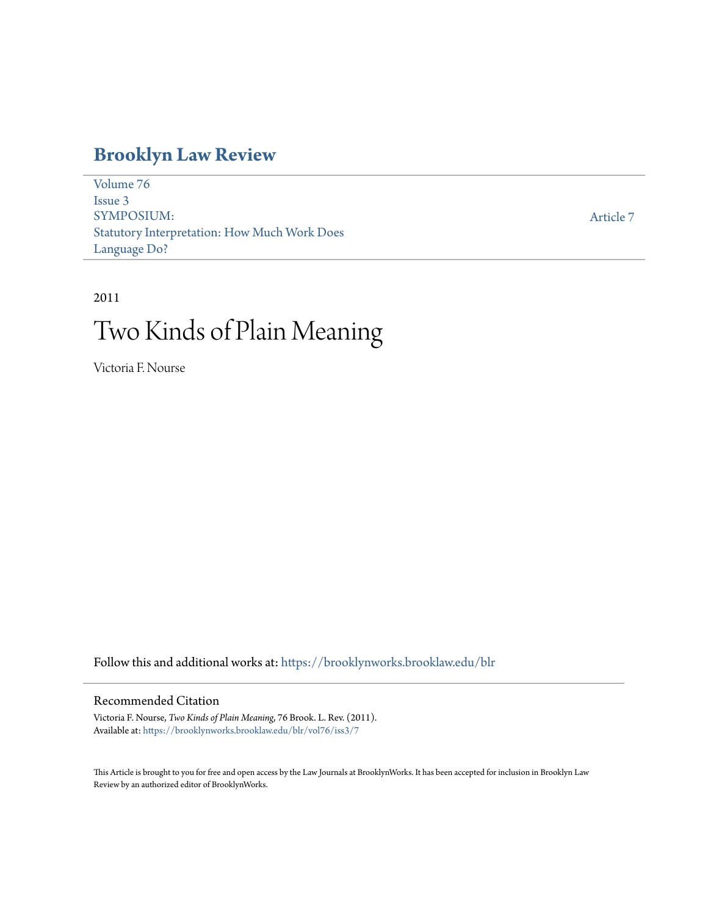# Brooklyn Law Review

Volume 76
Issue 3
SYMPOSIUM:
Statutory Interpretation: How Much Work Does Language Do?

Article 7

2011

# Two Kinds of Plain Meaning

Victoria F. Nourse

Follow this and additional works at: https://brooklynworks.brooklaw.edu/blr

## Recommended Citation

Victoria F. Nourse, *Two Kinds of Plain Meaning*, 76 Brook. L. Rev. (2011).
Available at: https://brooklynworks.brooklaw.edu/blr/vol76/iss3/7

This Article is brought to you for free and open access by the Law Journals at BrooklynWorks. It has been accepted for inclusion in Brooklyn Law Review by an authorized editor of BrooklynWorks.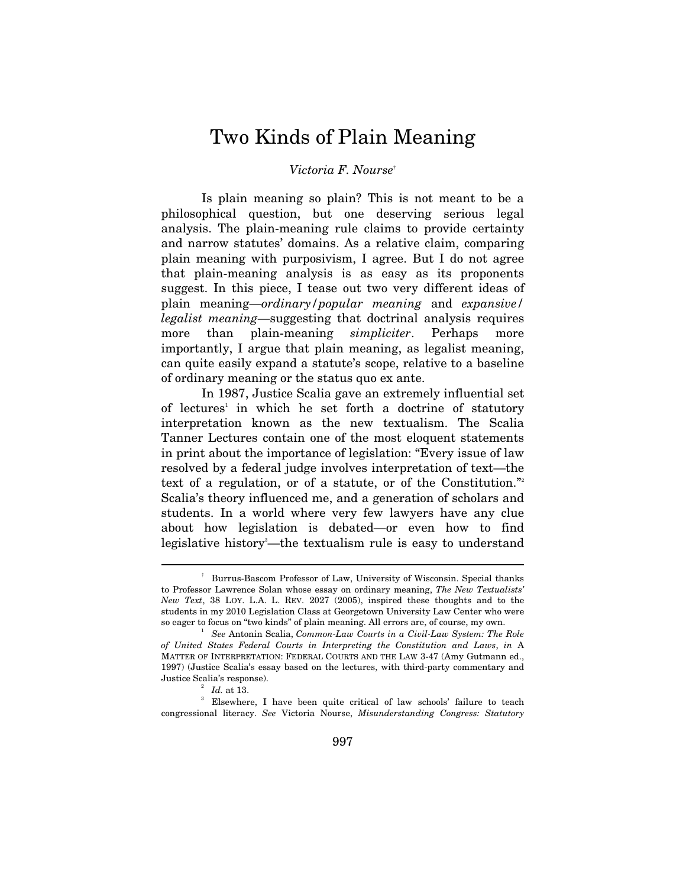# Two Kinds of Plain Meaning

*Victoria F. Nourse*[†]

Is plain meaning so plain? This is not meant to be a philosophical question, but one deserving serious legal analysis. The plain-meaning rule claims to provide certainty and narrow statutes' domains. As a relative claim, comparing plain meaning with purposivism, I agree. But I do not agree that plain-meaning analysis is as easy as its proponents suggest. In this piece, I tease out two very different ideas of plain meaning—*ordinary/popular meaning* and *expansive/legalist meaning*—suggesting that doctrinal analysis requires more than plain-meaning *simpliciter*. Perhaps more importantly, I argue that plain meaning, as legalist meaning, can quite easily expand a statute's scope, relative to a baseline of ordinary meaning or the status quo ex ante.

In 1987, Justice Scalia gave an extremely influential set of lectures[1] in which he set forth a doctrine of statutory interpretation known as the new textualism. The Scalia Tanner Lectures contain one of the most eloquent statements in print about the importance of legislation: "Every issue of law resolved by a federal judge involves interpretation of text—the text of a regulation, or of a statute, or of the Constitution."[2] Scalia's theory influenced me, and a generation of scholars and students. In a world where very few lawyers have any clue about how legislation is debated—or even how to find legislative history[3]—the textualism rule is easy to understand

---

[†] Burrus-Bascom Professor of Law, University of Wisconsin. Special thanks to Professor Lawrence Solan whose essay on ordinary meaning, *The New Textualists' New Text*, 38 LOY. L.A. L. REV. 2027 (2005), inspired these thoughts and to the students in my 2010 Legislation Class at Georgetown University Law Center who were so eager to focus on "two kinds" of plain meaning. All errors are, of course, my own.

[1] *See* Antonin Scalia, *Common-Law Courts in a Civil-Law System: The Role of United States Federal Courts in Interpreting the Constitution and Laws*, *in* A MATTER OF INTERPRETATION: FEDERAL COURTS AND THE LAW 3-47 (Amy Gutmann ed., 1997) (Justice Scalia's essay based on the lectures, with third-party commentary and Justice Scalia's response).

[2] *Id.* at 13.

[3] Elsewhere, I have been quite critical of law schools' failure to teach congressional literacy. *See* Victoria Nourse, *Misunderstanding Congress: Statutory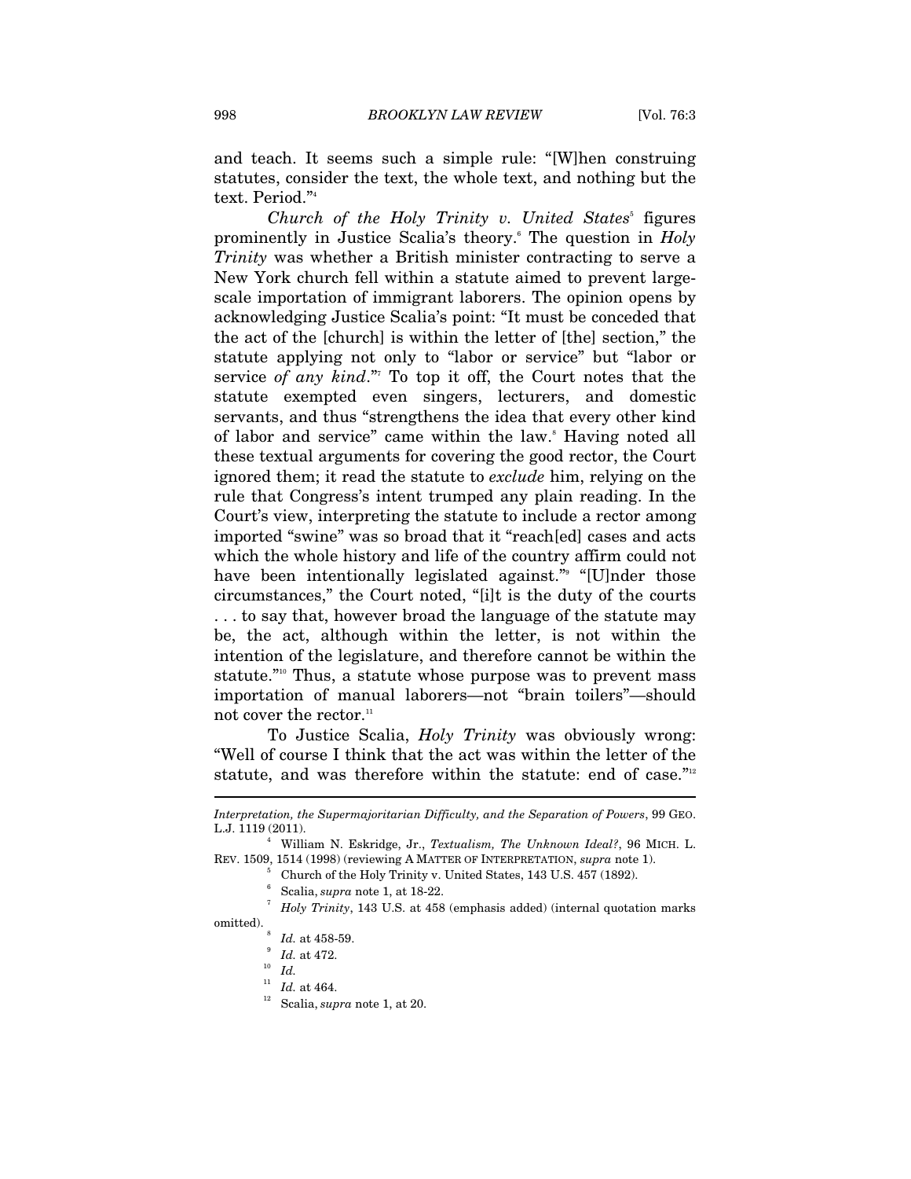and teach. It seems such a simple rule: "[W]hen construing statutes, consider the text, the whole text, and nothing but the text. Period."[4]

*Church of the Holy Trinity v. United States*[5] figures prominently in Justice Scalia's theory.[6] The question in *Holy Trinity* was whether a British minister contracting to serve a New York church fell within a statute aimed to prevent large-scale importation of immigrant laborers. The opinion opens by acknowledging Justice Scalia's point: "It must be conceded that the act of the [church] is within the letter of [the] section," the statute applying not only to "labor or service" but "labor or service *of any kind*."[7] To top it off, the Court notes that the statute exempted even singers, lecturers, and domestic servants, and thus "strengthens the idea that every other kind of labor and service" came within the law.[8] Having noted all these textual arguments for covering the good rector, the Court ignored them; it read the statute to *exclude* him, relying on the rule that Congress's intent trumped any plain reading. In the Court's view, interpreting the statute to include a rector among imported "swine" was so broad that it "reach[ed] cases and acts which the whole history and life of the country affirm could not have been intentionally legislated against."[9] "[U]nder those circumstances," the Court noted, "[i]t is the duty of the courts . . . to say that, however broad the language of the statute may be, the act, although within the letter, is not within the intention of the legislature, and therefore cannot be within the statute."[10] Thus, a statute whose purpose was to prevent mass importation of manual laborers—not "brain toilers"—should not cover the rector.[11]

To Justice Scalia, *Holy Trinity* was obviously wrong: "Well of course I think that the act was within the letter of the statute, and was therefore within the statute: end of case."[12]

---

*Interpretation, the Supermajoritarian Difficulty, and the Separation of Powers*, 99 GEO. L.J. 1119 (2011).

[4] William N. Eskridge, Jr., *Textualism, The Unknown Ideal?*, 96 MICH. L. REV. 1509, 1514 (1998) (reviewing A MATTER OF INTERPRETATION, *supra* note 1).

[5] Church of the Holy Trinity v. United States, 143 U.S. 457 (1892).

[6] Scalia, *supra* note 1, at 18-22.

[7] *Holy Trinity*, 143 U.S. at 458 (emphasis added) (internal quotation marks omitted).

[8] *Id.* at 458-59.

[9] *Id.* at 472.

[10] *Id.*

[11] *Id.* at 464.

[12] Scalia, *supra* note 1, at 20.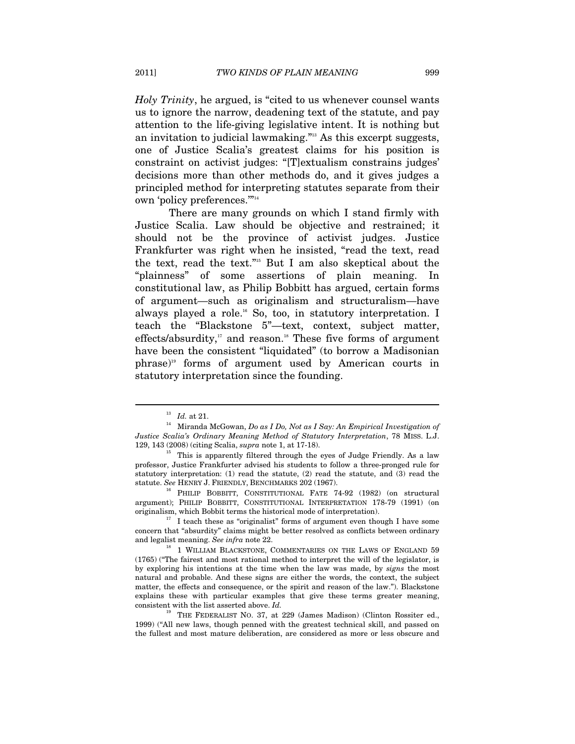*Holy Trinity*, he argued, is "cited to us whenever counsel wants us to ignore the narrow, deadening text of the statute, and pay attention to the life-giving legislative intent. It is nothing but an invitation to judicial lawmaking."[13] As this excerpt suggests, one of Justice Scalia's greatest claims for his position is constraint on activist judges: "[T]extualism constrains judges' decisions more than other methods do, and it gives judges a principled method for interpreting statutes separate from their own 'policy preferences.'"[14]

There are many grounds on which I stand firmly with Justice Scalia. Law should be objective and restrained; it should not be the province of activist judges. Justice Frankfurter was right when he insisted, "read the text, read the text, read the text."[15] But I am also skeptical about the "plainness" of some assertions of plain meaning. In constitutional law, as Philip Bobbitt has argued, certain forms of argument—such as originalism and structuralism—have always played a role.[16] So, too, in statutory interpretation. I teach the "Blackstone 5"—text, context, subject matter, effects/absurdity,[17] and reason.[18] These five forms of argument have been the consistent "liquidated" (to borrow a Madisonian phrase)[19] forms of argument used by American courts in statutory interpretation since the founding.

---

[13] *Id.* at 21.

[14] Miranda McGowan, *Do as I Do, Not as I Say: An Empirical Investigation of Justice Scalia's Ordinary Meaning Method of Statutory Interpretation*, 78 MISS. L.J. 129, 143 (2008) (citing Scalia, *supra* note 1, at 17-18).

[15] This is apparently filtered through the eyes of Judge Friendly. As a law professor, Justice Frankfurter advised his students to follow a three-pronged rule for statutory interpretation: (1) read the statute, (2) read the statute, and (3) read the statute. *See* HENRY J. FRIENDLY, BENCHMARKS 202 (1967).

[16] PHILIP BOBBITT, CONSTITUTIONAL FATE 74-92 (1982) (on structural argument); PHILIP BOBBITT, CONSTITUTIONAL INTERPRETATION 178-79 (1991) (on originalism, which Bobbit terms the historical mode of interpretation).

[17] I teach these as "originalist" forms of argument even though I have some concern that "absurdity" claims might be better resolved as conflicts between ordinary and legalist meaning. *See infra* note 22.

[18] 1 WILLIAM BLACKSTONE, COMMENTARIES ON THE LAWS OF ENGLAND 59 (1765) ("The fairest and most rational method to interpret the will of the legislator, is by exploring his intentions at the time when the law was made, by *signs* the most natural and probable. And these signs are either the words, the context, the subject matter, the effects and consequence, or the spirit and reason of the law."). Blackstone explains these with particular examples that give these terms greater meaning, consistent with the list asserted above. *Id.*

[19] THE FEDERALIST NO. 37, at 229 (James Madison) (Clinton Rossiter ed., 1999) ("All new laws, though penned with the greatest technical skill, and passed on the fullest and most mature deliberation, are considered as more or less obscure and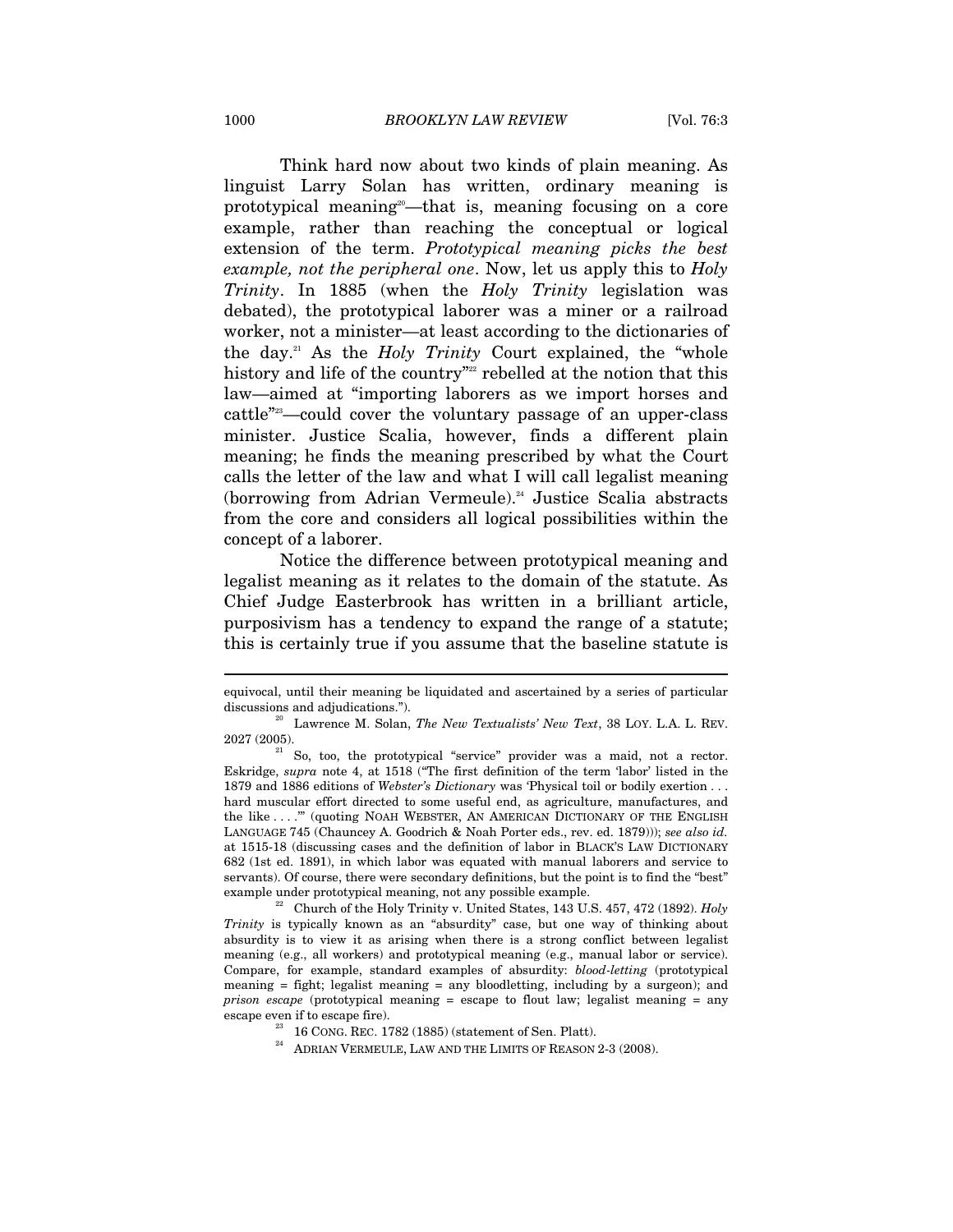Think hard now about two kinds of plain meaning. As linguist Larry Solan has written, ordinary meaning is prototypical meaning[20]—that is, meaning focusing on a core example, rather than reaching the conceptual or logical extension of the term. *Prototypical meaning picks the best example, not the peripheral one*. Now, let us apply this to *Holy Trinity*. In 1885 (when the *Holy Trinity* legislation was debated), the prototypical laborer was a miner or a railroad worker, not a minister—at least according to the dictionaries of the day.[21] As the *Holy Trinity* Court explained, the "whole history and life of the country"[22] rebelled at the notion that this law—aimed at "importing laborers as we import horses and cattle"[23]—could cover the voluntary passage of an upper-class minister. Justice Scalia, however, finds a different plain meaning; he finds the meaning prescribed by what the Court calls the letter of the law and what I will call legalist meaning (borrowing from Adrian Vermeule).[24] Justice Scalia abstracts from the core and considers all logical possibilities within the concept of a laborer.

Notice the difference between prototypical meaning and legalist meaning as it relates to the domain of the statute. As Chief Judge Easterbrook has written in a brilliant article, purposivism has a tendency to expand the range of a statute; this is certainly true if you assume that the baseline statute is

---

equivocal, until their meaning be liquidated and ascertained by a series of particular discussions and adjudications.").

[20] Lawrence M. Solan, *The New Textualists' New Text*, 38 LOY. L.A. L. REV. 2027 (2005).

[21] So, too, the prototypical "service" provider was a maid, not a rector. Eskridge, *supra* note 4, at 1518 ("The first definition of the term 'labor' listed in the 1879 and 1886 editions of *Webster's Dictionary* was 'Physical toil or bodily exertion . . . hard muscular effort directed to some useful end, as agriculture, manufactures, and the like . . . .'" (quoting NOAH WEBSTER, AN AMERICAN DICTIONARY OF THE ENGLISH LANGUAGE 745 (Chauncey A. Goodrich & Noah Porter eds., rev. ed. 1879))); *see also id.* at 1515-18 (discussing cases and the definition of labor in BLACK'S LAW DICTIONARY 682 (1st ed. 1891), in which labor was equated with manual laborers and service to servants). Of course, there were secondary definitions, but the point is to find the "best" example under prototypical meaning, not any possible example.

[22] Church of the Holy Trinity v. United States, 143 U.S. 457, 472 (1892). *Holy Trinity* is typically known as an "absurdity" case, but one way of thinking about absurdity is to view it as arising when there is a strong conflict between legalist meaning (e.g., all workers) and prototypical meaning (e.g., manual labor or service). Compare, for example, standard examples of absurdity: *blood-letting* (prototypical meaning = fight; legalist meaning = any bloodletting, including by a surgeon); and *prison escape* (prototypical meaning = escape to flout law; legalist meaning = any escape even if to escape fire).

[23] 16 CONG. REC. 1782 (1885) (statement of Sen. Platt).

[24] ADRIAN VERMEULE, LAW AND THE LIMITS OF REASON 2-3 (2008).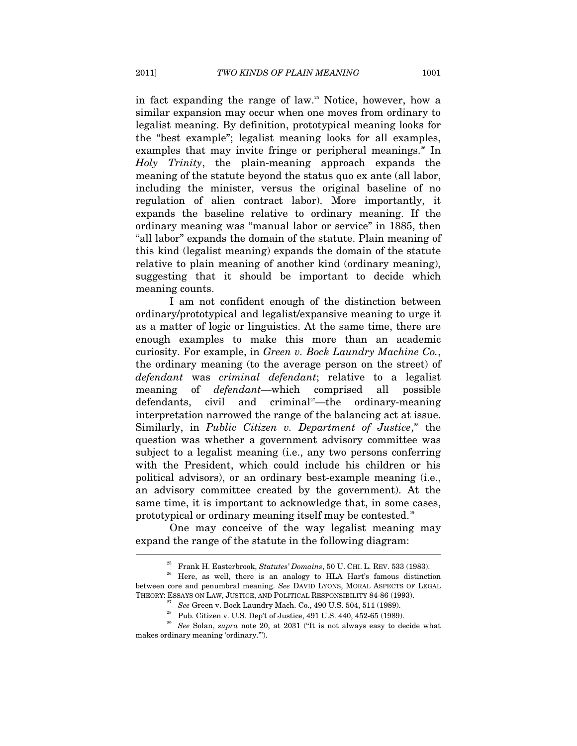in fact expanding the range of law.[25] Notice, however, how a similar expansion may occur when one moves from ordinary to legalist meaning. By definition, prototypical meaning looks for the "best example"; legalist meaning looks for all examples, examples that may invite fringe or peripheral meanings.[26] In *Holy Trinity*, the plain-meaning approach expands the meaning of the statute beyond the status quo ex ante (all labor, including the minister, versus the original baseline of no regulation of alien contract labor). More importantly, it expands the baseline relative to ordinary meaning. If the ordinary meaning was "manual labor or service" in 1885, then "all labor" expands the domain of the statute. Plain meaning of this kind (legalist meaning) expands the domain of the statute relative to plain meaning of another kind (ordinary meaning), suggesting that it should be important to decide which meaning counts.

I am not confident enough of the distinction between ordinary/prototypical and legalist/expansive meaning to urge it as a matter of logic or linguistics. At the same time, there are enough examples to make this more than an academic curiosity. For example, in *Green v. Bock Laundry Machine Co.*, the ordinary meaning (to the average person on the street) of *defendant* was *criminal defendant*; relative to a legalist meaning of *defendant*—which comprised all possible defendants, civil and criminal[27]—the ordinary-meaning interpretation narrowed the range of the balancing act at issue. Similarly, in *Public Citizen v. Department of Justice*,[28] the question was whether a government advisory committee was subject to a legalist meaning (i.e., any two persons conferring with the President, which could include his children or his political advisors), or an ordinary best-example meaning (i.e., an advisory committee created by the government). At the same time, it is important to acknowledge that, in some cases, prototypical or ordinary meaning itself may be contested.[29]

One may conceive of the way legalist meaning may expand the range of the statute in the following diagram:

---

[25] Frank H. Easterbrook, *Statutes' Domains*, 50 U. CHI. L. REV. 533 (1983).

[26] Here, as well, there is an analogy to HLA Hart's famous distinction between core and penumbral meaning. *See* DAVID LYONS, MORAL ASPECTS OF LEGAL THEORY: ESSAYS ON LAW, JUSTICE, AND POLITICAL RESPONSIBILITY 84-86 (1993).

[27] *See* Green v. Bock Laundry Mach. Co., 490 U.S. 504, 511 (1989).

[28] Pub. Citizen v. U.S. Dep't of Justice, 491 U.S. 440, 452-65 (1989).

[29] *See* Solan, *supra* note 20, at 2031 ("It is not always easy to decide what makes ordinary meaning 'ordinary.'").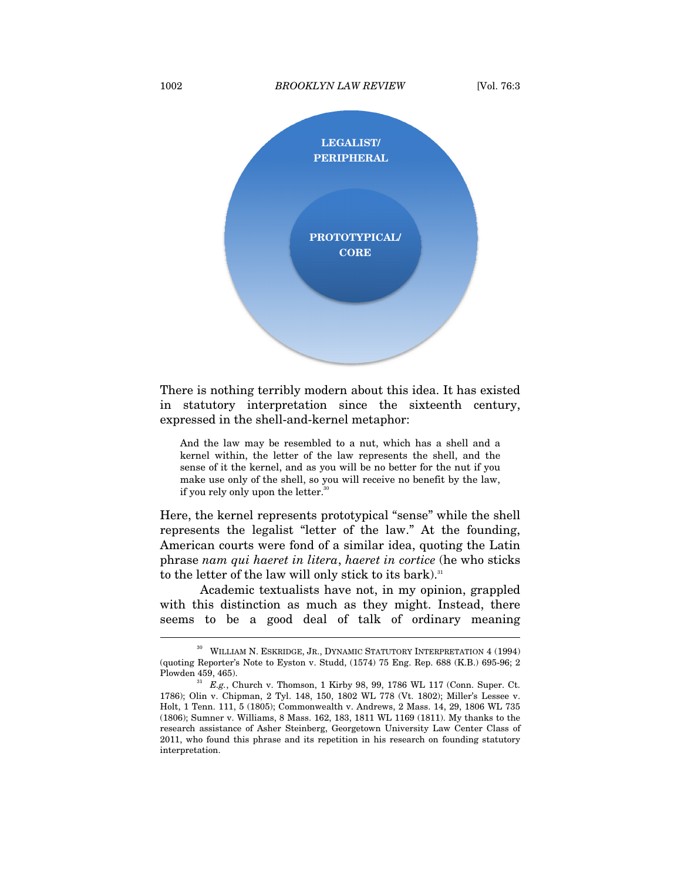LEGALIST/
PERIPHERAL

PROTOTYPICAL/
CORE

There is nothing terribly modern about this idea. It has existed in statutory interpretation since the sixteenth century, expressed in the shell-and-kernel metaphor:

> And the law may be resembled to a nut, which has a shell and a kernel within, the letter of the law represents the shell, and the sense of it the kernel, and as you will be no better for the nut if you make use only of the shell, so you will receive no benefit by the law, if you rely only upon the letter.[30]

Here, the kernel represents prototypical "sense" while the shell represents the legalist "letter of the law." At the founding, American courts were fond of a similar idea, quoting the Latin phrase *nam qui haeret in litera*, *haeret in cortice* (he who sticks to the letter of the law will only stick to its bark).[31]

Academic textualists have not, in my opinion, grappled with this distinction as much as they might. Instead, there seems to be a good deal of talk of ordinary meaning

---

[30] WILLIAM N. ESKRIDGE, JR., DYNAMIC STATUTORY INTERPRETATION 4 (1994) (quoting Reporter's Note to Eyston v. Studd, (1574) 75 Eng. Rep. 688 (K.B.) 695-96; 2 Plowden 459, 465).

[31] *E.g.*, Church v. Thomson, 1 Kirby 98, 99, 1786 WL 117 (Conn. Super. Ct. 1786); Olin v. Chipman, 2 Tyl. 148, 150, 1802 WL 778 (Vt. 1802); Miller's Lessee v. Holt, 1 Tenn. 111, 5 (1805); Commonwealth v. Andrews, 2 Mass. 14, 29, 1806 WL 735 (1806); Sumner v. Williams, 8 Mass. 162, 183, 1811 WL 1169 (1811). My thanks to the research assistance of Asher Steinberg, Georgetown University Law Center Class of 2011, who found this phrase and its repetition in his research on founding statutory interpretation.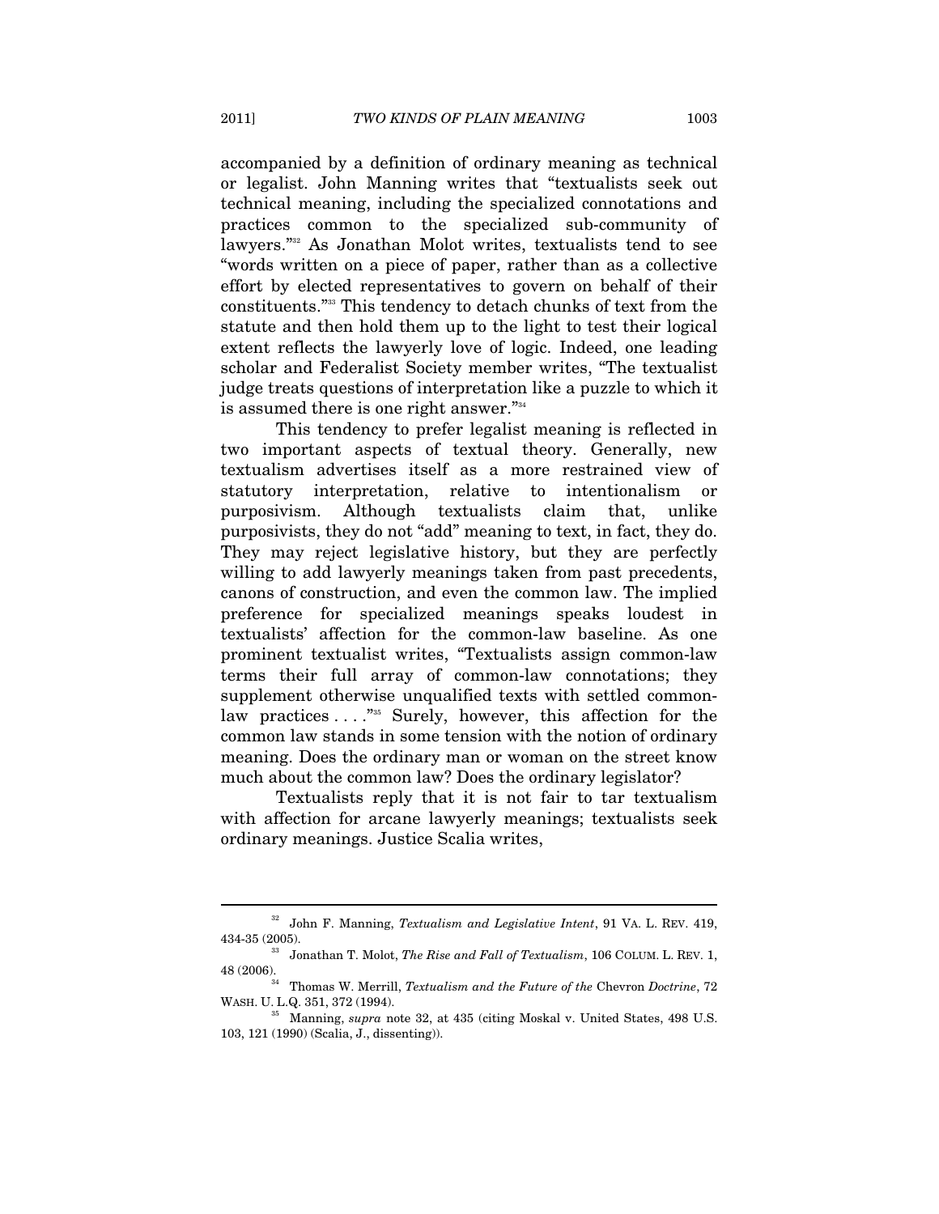accompanied by a definition of ordinary meaning as technical or legalist. John Manning writes that "textualists seek out technical meaning, including the specialized connotations and practices common to the specialized sub-community of lawyers."[32] As Jonathan Molot writes, textualists tend to see "words written on a piece of paper, rather than as a collective effort by elected representatives to govern on behalf of their constituents."[33] This tendency to detach chunks of text from the statute and then hold them up to the light to test their logical extent reflects the lawyerly love of logic. Indeed, one leading scholar and Federalist Society member writes, "The textualist judge treats questions of interpretation like a puzzle to which it is assumed there is one right answer."[34]

This tendency to prefer legalist meaning is reflected in two important aspects of textual theory. Generally, new textualism advertises itself as a more restrained view of statutory interpretation, relative to intentionalism or purposivism. Although textualists claim that, unlike purposivists, they do not "add" meaning to text, in fact, they do. They may reject legislative history, but they are perfectly willing to add lawyerly meanings taken from past precedents, canons of construction, and even the common law. The implied preference for specialized meanings speaks loudest in textualists' affection for the common-law baseline. As one prominent textualist writes, "Textualists assign common-law terms their full array of common-law connotations; they supplement otherwise unqualified texts with settled common-law practices . . . ."[35] Surely, however, this affection for the common law stands in some tension with the notion of ordinary meaning. Does the ordinary man or woman on the street know much about the common law? Does the ordinary legislator?

Textualists reply that it is not fair to tar textualism with affection for arcane lawyerly meanings; textualists seek ordinary meanings. Justice Scalia writes,

---

[32] John F. Manning, *Textualism and Legislative Intent*, 91 VA. L. REV. 419, 434-35 (2005).

[33] Jonathan T. Molot, *The Rise and Fall of Textualism*, 106 COLUM. L. REV. 1, 48 (2006).

[34] Thomas W. Merrill, *Textualism and the Future of the* Chevron *Doctrine*, 72 WASH. U. L.Q. 351, 372 (1994).

[35] Manning, *supra* note 32, at 435 (citing Moskal v. United States, 498 U.S. 103, 121 (1990) (Scalia, J., dissenting)).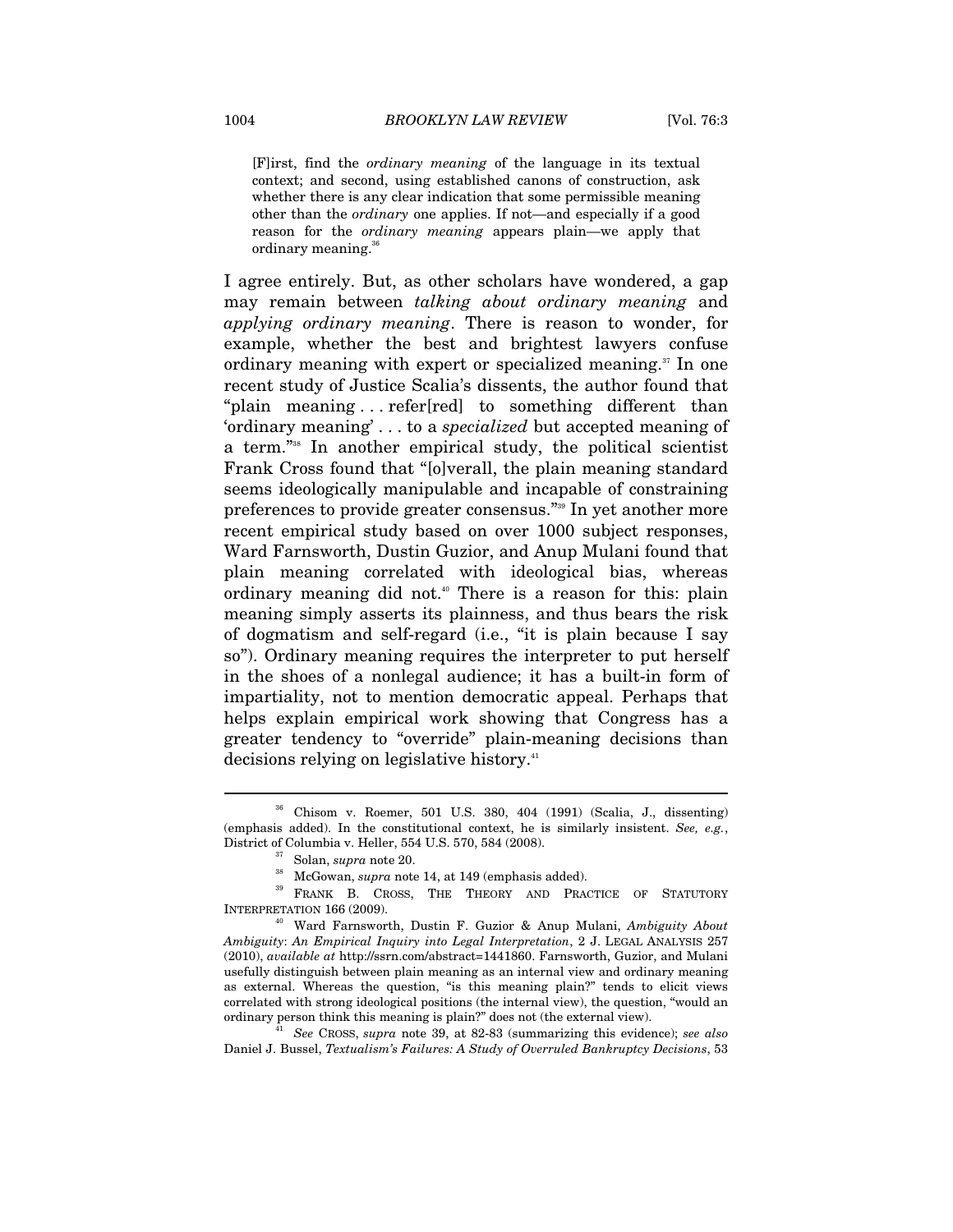> [F]irst, find the *ordinary meaning* of the language in its textual context; and second, using established canons of construction, ask whether there is any clear indication that some permissible meaning other than the *ordinary* one applies. If not—and especially if a good reason for the *ordinary meaning* appears plain—we apply that ordinary meaning.[36]

I agree entirely. But, as other scholars have wondered, a gap may remain between *talking about ordinary meaning* and *applying ordinary meaning*. There is reason to wonder, for example, whether the best and brightest lawyers confuse ordinary meaning with expert or specialized meaning.[37] In one recent study of Justice Scalia's dissents, the author found that "plain meaning . . . refer[red] to something different than 'ordinary meaning' . . . to a *specialized* but accepted meaning of a term."[38] In another empirical study, the political scientist Frank Cross found that "[o]verall, the plain meaning standard seems ideologically manipulable and incapable of constraining preferences to provide greater consensus."[39] In yet another more recent empirical study based on over 1000 subject responses, Ward Farnsworth, Dustin Guzior, and Anup Mulani found that plain meaning correlated with ideological bias, whereas ordinary meaning did not.[40] There is a reason for this: plain meaning simply asserts its plainness, and thus bears the risk of dogmatism and self-regard (i.e., "it is plain because I say so"). Ordinary meaning requires the interpreter to put herself in the shoes of a nonlegal audience; it has a built-in form of impartiality, not to mention democratic appeal. Perhaps that helps explain empirical work showing that Congress has a greater tendency to "override" plain-meaning decisions than decisions relying on legislative history.[41]

---

[36] Chisom v. Roemer, 501 U.S. 380, 404 (1991) (Scalia, J., dissenting) (emphasis added). In the constitutional context, he is similarly insistent. *See, e.g.*, District of Columbia v. Heller, 554 U.S. 570, 584 (2008).

[37] Solan, *supra* note 20.

[38] McGowan, *supra* note 14, at 149 (emphasis added).

[39] FRANK B. CROSS, THE THEORY AND PRACTICE OF STATUTORY INTERPRETATION 166 (2009).

[40] Ward Farnsworth, Dustin F. Guzior & Anup Mulani, *Ambiguity About Ambiguity*: *An Empirical Inquiry into Legal Interpretation*, 2 J. LEGAL ANALYSIS 257 (2010), *available at* http://ssrn.com/abstract=1441860. Farnsworth, Guzior, and Mulani usefully distinguish between plain meaning as an internal view and ordinary meaning as external. Whereas the question, "is this meaning plain?" tends to elicit views correlated with strong ideological positions (the internal view), the question, "would an ordinary person think this meaning is plain?" does not (the external view).

[41] *See* CROSS, *supra* note 39, at 82-83 (summarizing this evidence); *see also* Daniel J. Bussel, *Textualism's Failures: A Study of Overruled Bankruptcy Decisions*, 53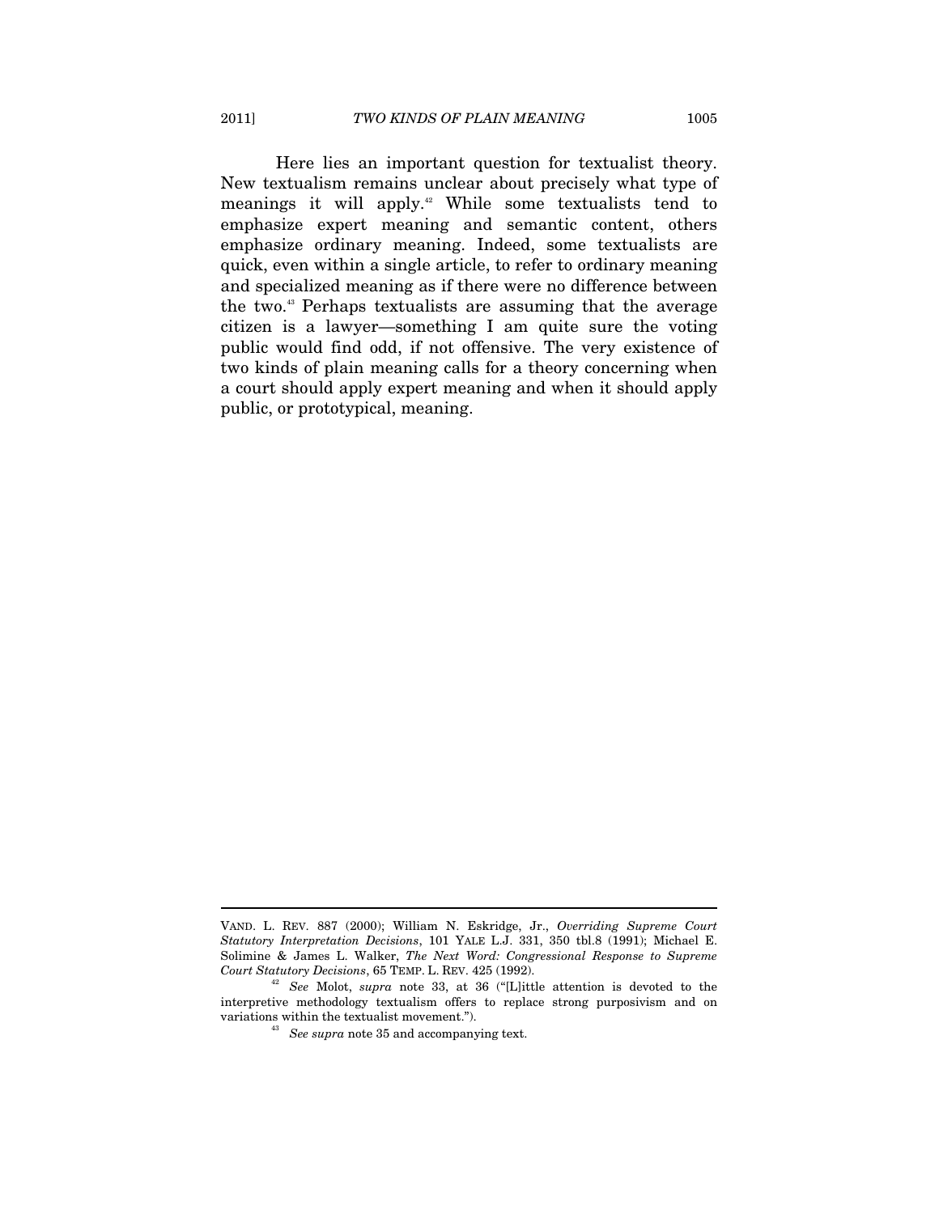Here lies an important question for textualist theory. New textualism remains unclear about precisely what type of meanings it will apply.[42] While some textualists tend to emphasize expert meaning and semantic content, others emphasize ordinary meaning. Indeed, some textualists are quick, even within a single article, to refer to ordinary meaning and specialized meaning as if there were no difference between the two.[43] Perhaps textualists are assuming that the average citizen is a lawyer—something I am quite sure the voting public would find odd, if not offensive. The very existence of two kinds of plain meaning calls for a theory concerning when a court should apply expert meaning and when it should apply public, or prototypical, meaning.

---

VAND. L. REV. 887 (2000); William N. Eskridge, Jr., *Overriding Supreme Court Statutory Interpretation Decisions*, 101 YALE L.J. 331, 350 tbl.8 (1991); Michael E. Solimine & James L. Walker, *The Next Word: Congressional Response to Supreme Court Statutory Decisions*, 65 TEMP. L. REV. 425 (1992).

[42] *See* Molot, *supra* note 33, at 36 ("[L]ittle attention is devoted to the interpretive methodology textualism offers to replace strong purposivism and on variations within the textualist movement.").

[43] *See supra* note 35 and accompanying text.